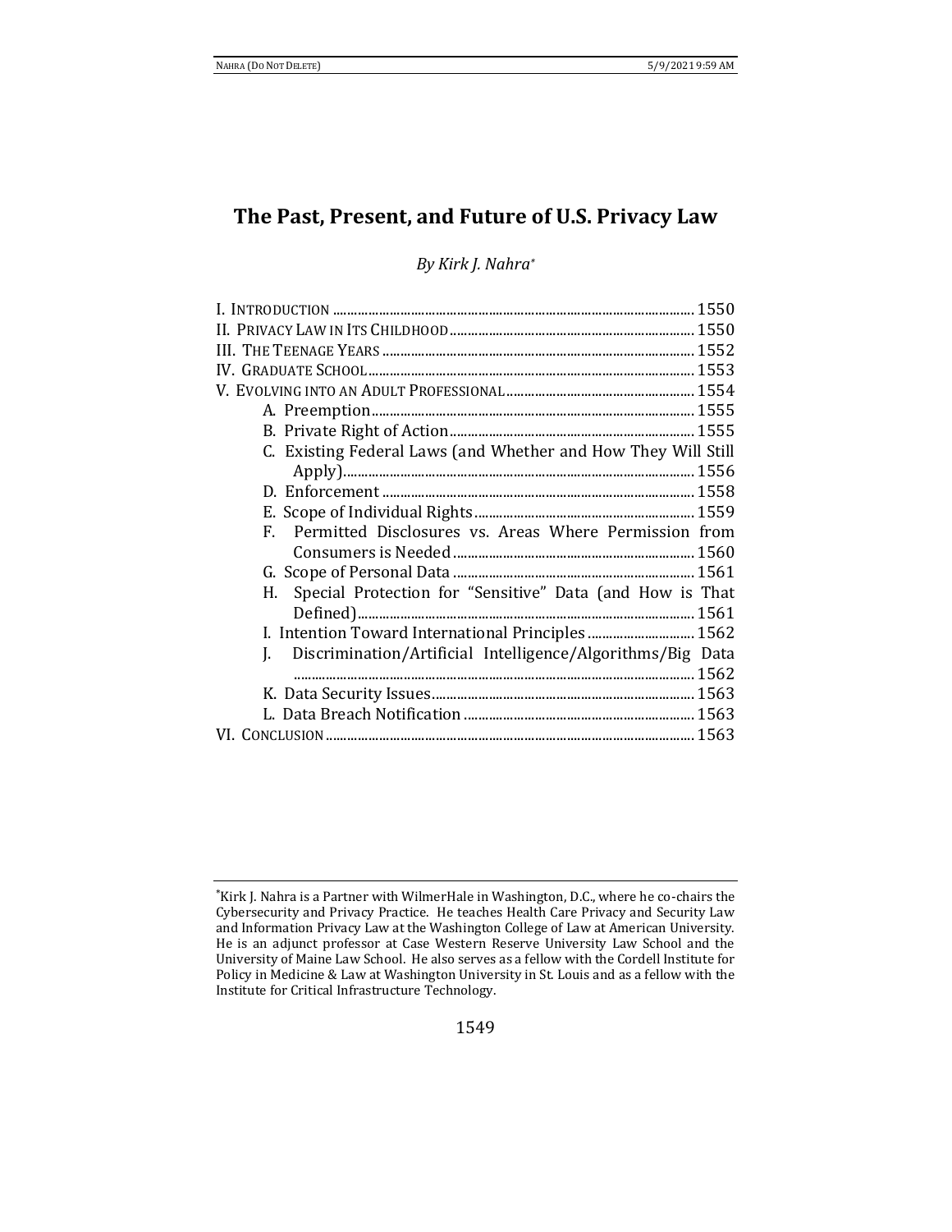# The Past, Present, and Future of U.S. Privacy Law

*By Kirk J. Nahra*[*]

- I. Introduction ..... 1550
- II. Privacy Law in Its Childhood ..... 1550
- III. The Teenage Years ..... 1552
- IV. Graduate School ..... 1553
- V. Evolving into an Adult Professional ..... 1554
  - A. Preemption ..... 1555
  - B. Private Right of Action ..... 1555
  - C. Existing Federal Laws (and Whether and How They Will Still Apply) ..... 1556
  - D. Enforcement ..... 1558
  - E. Scope of Individual Rights ..... 1559
  - F. Permitted Disclosures vs. Areas Where Permission from Consumers is Needed ..... 1560
  - G. Scope of Personal Data ..... 1561
  - H. Special Protection for "Sensitive" Data (and How is That Defined) ..... 1561
  - I. Intention Toward International Principles ..... 1562
  - J. Discrimination/Artificial Intelligence/Algorithms/Big Data ..... 1562
  - K. Data Security Issues ..... 1563
  - L. Data Breach Notification ..... 1563
- VI. Conclusion ..... 1563

---

[*] Kirk J. Nahra is a Partner with WilmerHale in Washington, D.C., where he co-chairs the Cybersecurity and Privacy Practice. He teaches Health Care Privacy and Security Law and Information Privacy Law at the Washington College of Law at American University. He is an adjunct professor at Case Western Reserve University Law School and the University of Maine Law School. He also serves as a fellow with the Cordell Institute for Policy in Medicine & Law at Washington University in St. Louis and as a fellow with the Institute for Critical Infrastructure Technology.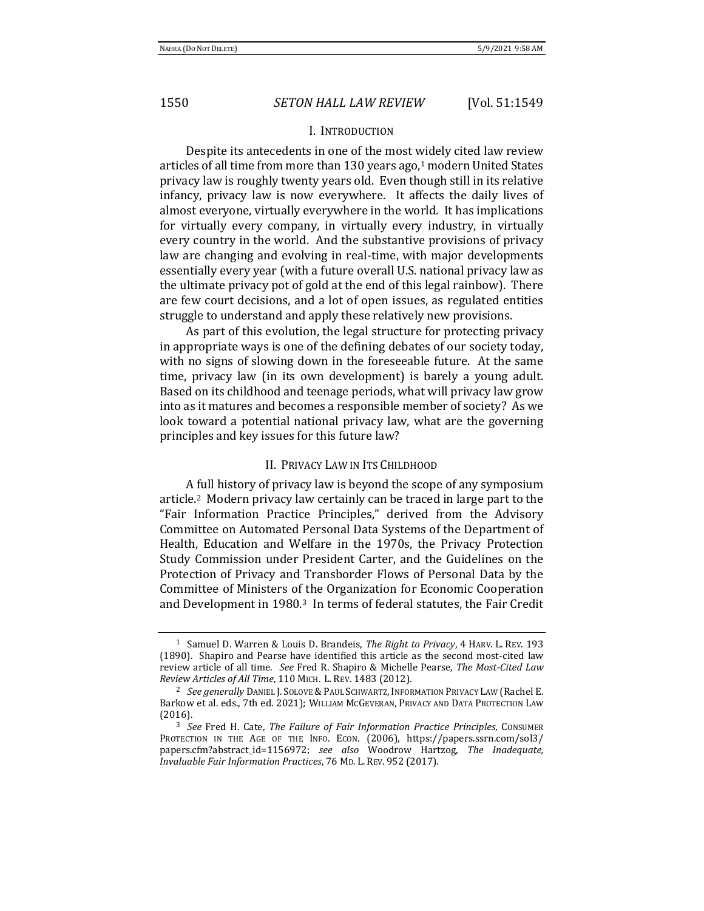## I. INTRODUCTION

Despite its antecedents in one of the most widely cited law review articles of all time from more than 130 years ago,[1] modern United States privacy law is roughly twenty years old. Even though still in its relative infancy, privacy law is now everywhere. It affects the daily lives of almost everyone, virtually everywhere in the world. It has implications for virtually every company, in virtually every industry, in virtually every country in the world. And the substantive provisions of privacy law are changing and evolving in real-time, with major developments essentially every year (with a future overall U.S. national privacy law as the ultimate privacy pot of gold at the end of this legal rainbow). There are few court decisions, and a lot of open issues, as regulated entities struggle to understand and apply these relatively new provisions.

As part of this evolution, the legal structure for protecting privacy in appropriate ways is one of the defining debates of our society today, with no signs of slowing down in the foreseeable future. At the same time, privacy law (in its own development) is barely a young adult. Based on its childhood and teenage periods, what will privacy law grow into as it matures and becomes a responsible member of society? As we look toward a potential national privacy law, what are the governing principles and key issues for this future law?

## II. PRIVACY LAW IN ITS CHILDHOOD

A full history of privacy law is beyond the scope of any symposium article.[2] Modern privacy law certainly can be traced in large part to the "Fair Information Practice Principles," derived from the Advisory Committee on Automated Personal Data Systems of the Department of Health, Education and Welfare in the 1970s, the Privacy Protection Study Commission under President Carter, and the Guidelines on the Protection of Privacy and Transborder Flows of Personal Data by the Committee of Ministers of the Organization for Economic Cooperation and Development in 1980.[3] In terms of federal statutes, the Fair Credit

---

[1] Samuel D. Warren & Louis D. Brandeis, *The Right to Privacy*, 4 HARV. L. REV. 193 (1890). Shapiro and Pearse have identified this article as the second most-cited law review article of all time. *See* Fred R. Shapiro & Michelle Pearse, *The Most-Cited Law Review Articles of All Time*, 110 MICH. L. REV. 1483 (2012).

[2] *See generally* DANIEL J. SOLOVE & PAUL SCHWARTZ, INFORMATION PRIVACY LAW (Rachel E. Barkow et al. eds., 7th ed. 2021); WILLIAM MCGEVERAN, PRIVACY AND DATA PROTECTION LAW (2016).

[3] *See* Fred H. Cate, *The Failure of Fair Information Practice Principles*, CONSUMER PROTECTION IN THE AGE OF THE INFO. ECON. (2006), https://papers.ssrn.com/sol3/papers.cfm?abstract_id=1156972; *see also* Woodrow Hartzog, *The Inadequate, Invaluable Fair Information Practices*, 76 MD. L. REV. 952 (2017).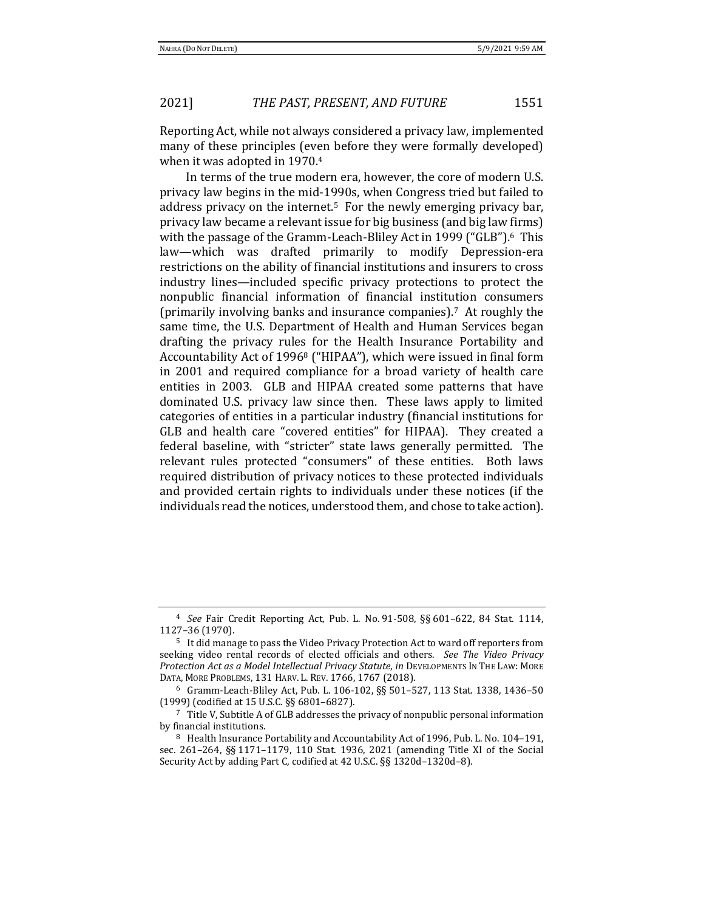Reporting Act, while not always considered a privacy law, implemented many of these principles (even before they were formally developed) when it was adopted in 1970.[4]

In terms of the true modern era, however, the core of modern U.S. privacy law begins in the mid-1990s, when Congress tried but failed to address privacy on the internet.[5] For the newly emerging privacy bar, privacy law became a relevant issue for big business (and big law firms) with the passage of the Gramm-Leach-Bliley Act in 1999 ("GLB").[6] This law—which was drafted primarily to modify Depression-era restrictions on the ability of financial institutions and insurers to cross industry lines—included specific privacy protections to protect the nonpublic financial information of financial institution consumers (primarily involving banks and insurance companies).[7] At roughly the same time, the U.S. Department of Health and Human Services began drafting the privacy rules for the Health Insurance Portability and Accountability Act of 1996[8] ("HIPAA"), which were issued in final form in 2001 and required compliance for a broad variety of health care entities in 2003. GLB and HIPAA created some patterns that have dominated U.S. privacy law since then. These laws apply to limited categories of entities in a particular industry (financial institutions for GLB and health care "covered entities" for HIPAA). They created a federal baseline, with "stricter" state laws generally permitted. The relevant rules protected "consumers" of these entities. Both laws required distribution of privacy notices to these protected individuals and provided certain rights to individuals under these notices (if the individuals read the notices, understood them, and chose to take action).

---

[4] *See* Fair Credit Reporting Act, Pub. L. No. 91-508, §§ 601–622, 84 Stat. 1114, 1127–36 (1970).

[5] It did manage to pass the Video Privacy Protection Act to ward off reporters from seeking video rental records of elected officials and others. *See The Video Privacy Protection Act as a Model Intellectual Privacy Statute*, *in* DEVELOPMENTS IN THE LAW: MORE DATA, MORE PROBLEMS, 131 HARV. L. REV. 1766, 1767 (2018).

[6] Gramm-Leach-Bliley Act, Pub. L. 106-102, §§ 501–527, 113 Stat. 1338, 1436–50 (1999) (codified at 15 U.S.C. §§ 6801–6827).

[7] Title V, Subtitle A of GLB addresses the privacy of nonpublic personal information by financial institutions.

[8] Health Insurance Portability and Accountability Act of 1996, Pub. L. No. 104–191, sec. 261–264, §§ 1171–1179, 110 Stat. 1936, 2021 (amending Title XI of the Social Security Act by adding Part C, codified at 42 U.S.C. §§ 1320d–1320d–8).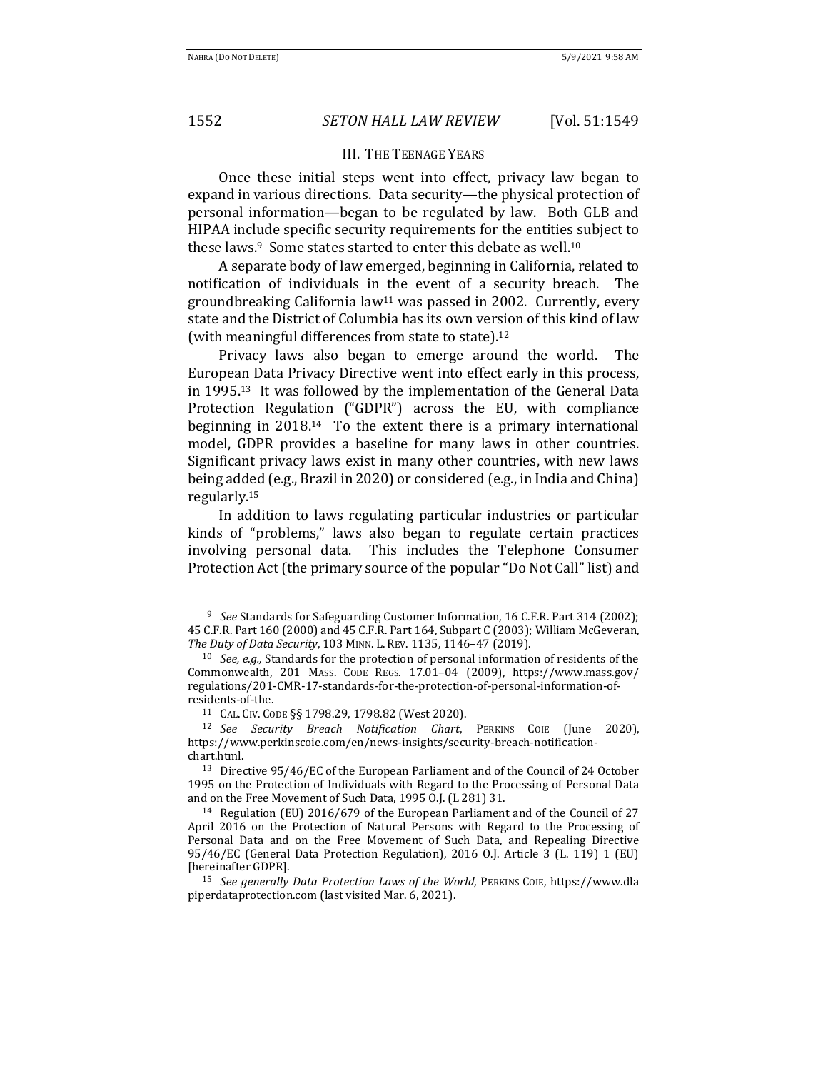## III. THE TEENAGE YEARS

Once these initial steps went into effect, privacy law began to expand in various directions. Data security—the physical protection of personal information—began to be regulated by law. Both GLB and HIPAA include specific security requirements for the entities subject to these laws.[9] Some states started to enter this debate as well.[10]

A separate body of law emerged, beginning in California, related to notification of individuals in the event of a security breach. The groundbreaking California law[11] was passed in 2002. Currently, every state and the District of Columbia has its own version of this kind of law (with meaningful differences from state to state).[12]

Privacy laws also began to emerge around the world. The European Data Privacy Directive went into effect early in this process, in 1995.[13] It was followed by the implementation of the General Data Protection Regulation ("GDPR") across the EU, with compliance beginning in 2018.[14] To the extent there is a primary international model, GDPR provides a baseline for many laws in other countries. Significant privacy laws exist in many other countries, with new laws being added (e.g., Brazil in 2020) or considered (e.g., in India and China) regularly.[15]

In addition to laws regulating particular industries or particular kinds of "problems," laws also began to regulate certain practices involving personal data. This includes the Telephone Consumer Protection Act (the primary source of the popular "Do Not Call" list) and

---

[9] *See* Standards for Safeguarding Customer Information, 16 C.F.R. Part 314 (2002); 45 C.F.R. Part 160 (2000) and 45 C.F.R. Part 164, Subpart C (2003); William McGeveran, *The Duty of Data Security*, 103 MINN. L. REV. 1135, 1146–47 (2019).

[10] *See, e.g.,* Standards for the protection of personal information of residents of the Commonwealth, 201 MASS. CODE REGS. 17.01–04 (2009), https://www.mass.gov/regulations/201-CMR-17-standards-for-the-protection-of-personal-information-of-residents-of-the.

[11] CAL. CIV. CODE §§ 1798.29, 1798.82 (West 2020).

[12] *See Security Breach Notification Chart*, PERKINS COIE (June 2020), https://www.perkinscoie.com/en/news-insights/security-breach-notification-chart.html.

[13] Directive 95/46/EC of the European Parliament and of the Council of 24 October 1995 on the Protection of Individuals with Regard to the Processing of Personal Data and on the Free Movement of Such Data, 1995 O.J. (L 281) 31.

[14] Regulation (EU) 2016/679 of the European Parliament and of the Council of 27 April 2016 on the Protection of Natural Persons with Regard to the Processing of Personal Data and on the Free Movement of Such Data, and Repealing Directive 95/46/EC (General Data Protection Regulation), 2016 O.J. Article 3 (L. 119) 1 (EU) [hereinafter GDPR].

[15] *See generally Data Protection Laws of the World*, PERKINS COIE, https://www.dlapiperdataprotection.com (last visited Mar. 6, 2021).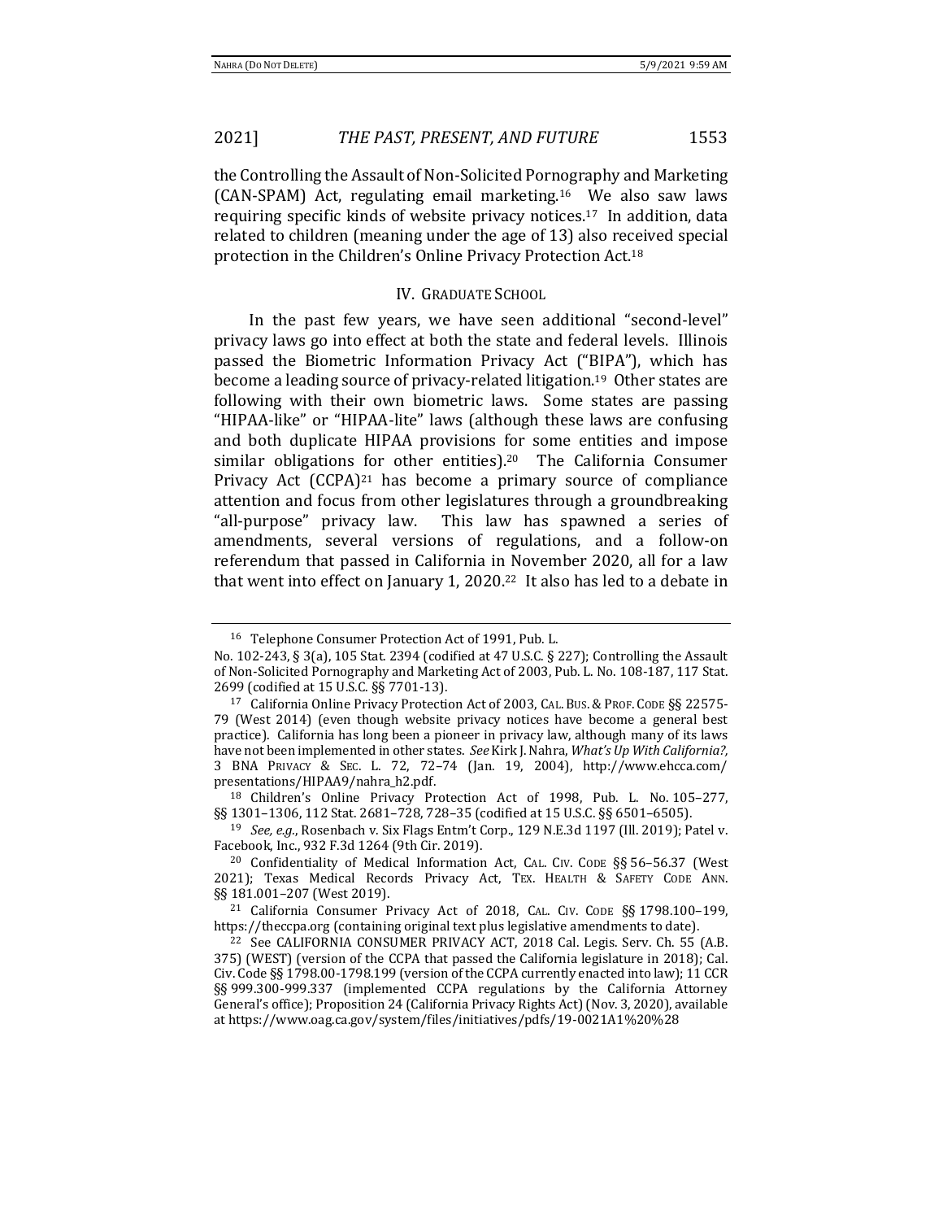the Controlling the Assault of Non-Solicited Pornography and Marketing (CAN-SPAM) Act, regulating email marketing.[16] We also saw laws requiring specific kinds of website privacy notices.[17] In addition, data related to children (meaning under the age of 13) also received special protection in the Children's Online Privacy Protection Act.[18]

## IV. Graduate School

In the past few years, we have seen additional "second-level" privacy laws go into effect at both the state and federal levels. Illinois passed the Biometric Information Privacy Act ("BIPA"), which has become a leading source of privacy-related litigation.[19] Other states are following with their own biometric laws. Some states are passing "HIPAA-like" or "HIPAA-lite" laws (although these laws are confusing and both duplicate HIPAA provisions for some entities and impose similar obligations for other entities).[20] The California Consumer Privacy Act (CCPA)[21] has become a primary source of compliance attention and focus from other legislatures through a groundbreaking "all-purpose" privacy law. This law has spawned a series of amendments, several versions of regulations, and a follow-on referendum that passed in California in November 2020, all for a law that went into effect on January 1, 2020.[22] It also has led to a debate in

---

[16] Telephone Consumer Protection Act of 1991, Pub. L. No. 102-243, § 3(a), 105 Stat. 2394 (codified at 47 U.S.C. § 227); Controlling the Assault of Non-Solicited Pornography and Marketing Act of 2003, Pub. L. No. 108-187, 117 Stat. 2699 (codified at 15 U.S.C. §§ 7701-13).

[17] California Online Privacy Protection Act of 2003, Cal. Bus. & Prof. Code §§ 22575-79 (West 2014) (even though website privacy notices have become a general best practice). California has long been a pioneer in privacy law, although many of its laws have not been implemented in other states. *See* Kirk J. Nahra, *What's Up With California?,* 3 BNA Privacy & Sec. L. 72, 72–74 (Jan. 19, 2004), http://www.ehcca.com/presentations/HIPAA9/nahra_h2.pdf.

[18] Children's Online Privacy Protection Act of 1998, Pub. L. No. 105–277, §§ 1301–1306, 112 Stat. 2681–728, 728–35 (codified at 15 U.S.C. §§ 6501–6505).

[19] *See, e.g.*, Rosenbach v. Six Flags Entm't Corp., 129 N.E.3d 1197 (Ill. 2019); Patel v. Facebook, Inc., 932 F.3d 1264 (9th Cir. 2019).

[20] Confidentiality of Medical Information Act, Cal. Civ. Code §§ 56–56.37 (West 2021); Texas Medical Records Privacy Act, Tex. Health & Safety Code Ann. §§ 181.001–207 (West 2019).

[21] California Consumer Privacy Act of 2018, Cal. Civ. Code §§ 1798.100–199, https://theccpa.org (containing original text plus legislative amendments to date).

[22] See CALIFORNIA CONSUMER PRIVACY ACT, 2018 Cal. Legis. Serv. Ch. 55 (A.B. 375) (WEST) (version of the CCPA that passed the California legislature in 2018); Cal. Civ. Code §§ 1798.00-1798.199 (version of the CCPA currently enacted into law); 11 CCR §§ 999.300-999.337 (implemented CCPA regulations by the California Attorney General's office); Proposition 24 (California Privacy Rights Act) (Nov. 3, 2020), available at https://www.oag.ca.gov/system/files/initiatives/pdfs/19-0021A1%20%28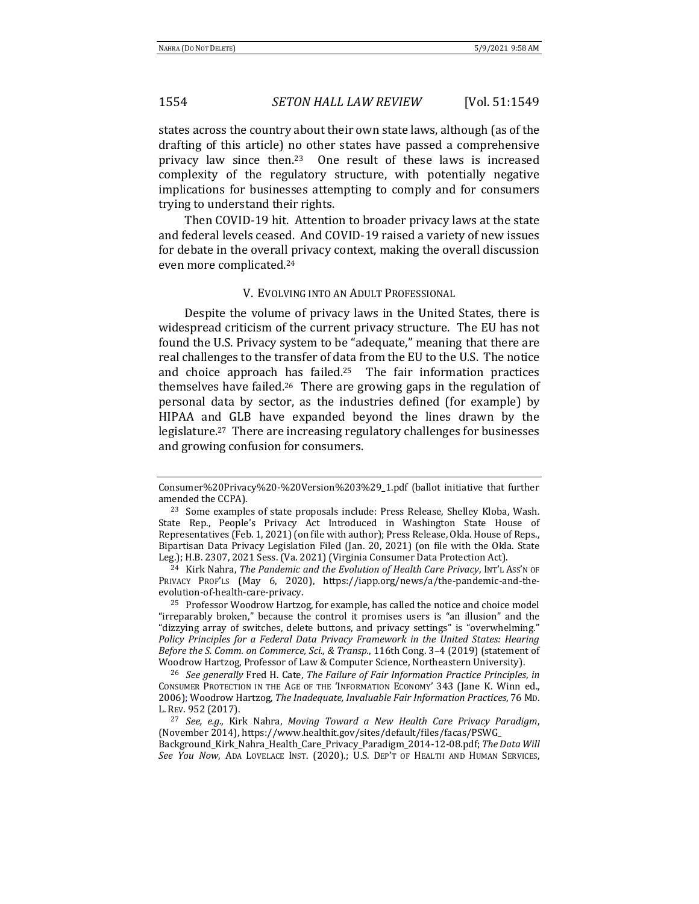states across the country about their own state laws, although (as of the drafting of this article) no other states have passed a comprehensive privacy law since then.[23] One result of these laws is increased complexity of the regulatory structure, with potentially negative implications for businesses attempting to comply and for consumers trying to understand their rights.

Then COVID-19 hit. Attention to broader privacy laws at the state and federal levels ceased. And COVID-19 raised a variety of new issues for debate in the overall privacy context, making the overall discussion even more complicated.[24]

## V. EVOLVING INTO AN ADULT PROFESSIONAL

Despite the volume of privacy laws in the United States, there is widespread criticism of the current privacy structure. The EU has not found the U.S. Privacy system to be "adequate," meaning that there are real challenges to the transfer of data from the EU to the U.S. The notice and choice approach has failed.[25] The fair information practices themselves have failed.[26] There are growing gaps in the regulation of personal data by sector, as the industries defined (for example) by HIPAA and GLB have expanded beyond the lines drawn by the legislature.[27] There are increasing regulatory challenges for businesses and growing confusion for consumers.

---

Consumer%20Privacy%20-%20Version%203%29_1.pdf (ballot initiative that further amended the CCPA).

[23] Some examples of state proposals include: Press Release, Shelley Kloba, Wash. State Rep., People's Privacy Act Introduced in Washington State House of Representatives (Feb. 1, 2021) (on file with author); Press Release, Okla. House of Reps., Bipartisan Data Privacy Legislation Filed (Jan. 20, 2021) (on file with the Okla. State Leg.); H.B. 2307, 2021 Sess. (Va. 2021) (Virginia Consumer Data Protection Act).

[24] Kirk Nahra, *The Pandemic and the Evolution of Health Care Privacy*, INT'L ASS'N OF PRIVACY PROF'LS (May 6, 2020), https://iapp.org/news/a/the-pandemic-and-the-evolution-of-health-care-privacy.

[25] Professor Woodrow Hartzog, for example, has called the notice and choice model "irreparably broken," because the control it promises users is "an illusion" and the "dizzying array of switches, delete buttons, and privacy settings" is "overwhelming." *Policy Principles for a Federal Data Privacy Framework in the United States: Hearing Before the S. Comm. on Commerce, Sci., & Transp.*, 116th Cong. 3–4 (2019) (statement of Woodrow Hartzog, Professor of Law & Computer Science, Northeastern University).

[26] *See generally* Fred H. Cate, *The Failure of Fair Information Practice Principles*, *in* CONSUMER PROTECTION IN THE AGE OF THE 'INFORMATION ECONOMY' 343 (Jane K. Winn ed., 2006); Woodrow Hartzog, *The Inadequate, Invaluable Fair Information Practices*, 76 MD. L. REV. 952 (2017).

[27] *See, e.g.*, Kirk Nahra, *Moving Toward a New Health Care Privacy Paradigm*, (November 2014), https://www.healthit.gov/sites/default/files/facas/PSWG_Background_Kirk_Nahra_Health_Care_Privacy_Paradigm_2014-12-08.pdf; *The Data Will See You Now*, ADA LOVELACE INST. (2020).; U.S. DEP'T OF HEALTH AND HUMAN SERVICES,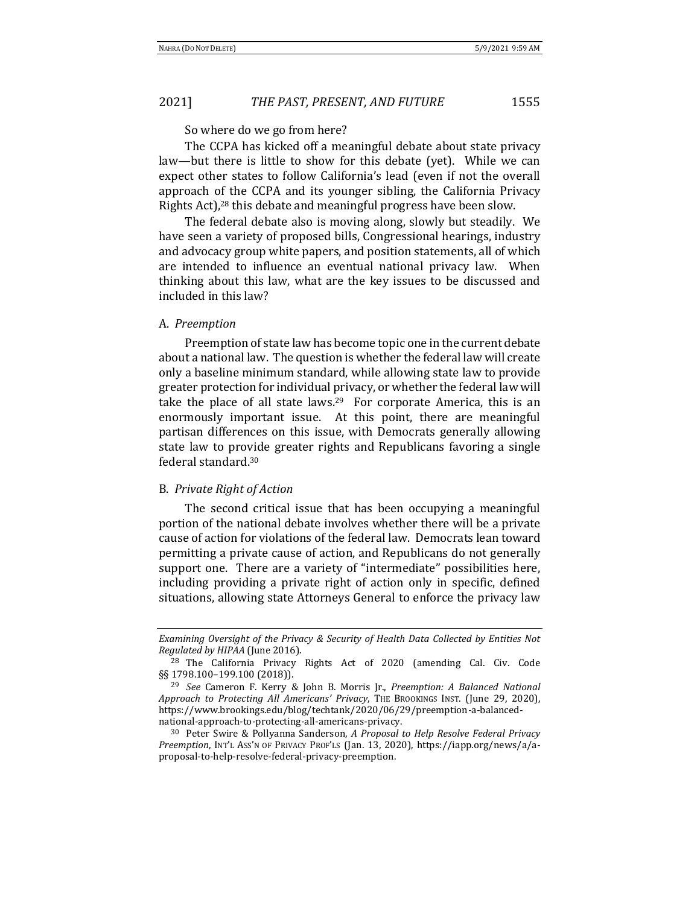So where do we go from here?

The CCPA has kicked off a meaningful debate about state privacy law—but there is little to show for this debate (yet). While we can expect other states to follow California's lead (even if not the overall approach of the CCPA and its younger sibling, the California Privacy Rights Act),[28] this debate and meaningful progress have been slow.

The federal debate also is moving along, slowly but steadily. We have seen a variety of proposed bills, Congressional hearings, industry and advocacy group white papers, and position statements, all of which are intended to influence an eventual national privacy law. When thinking about this law, what are the key issues to be discussed and included in this law?

### A. *Preemption*

Preemption of state law has become topic one in the current debate about a national law. The question is whether the federal law will create only a baseline minimum standard, while allowing state law to provide greater protection for individual privacy, or whether the federal law will take the place of all state laws.[29] For corporate America, this is an enormously important issue. At this point, there are meaningful partisan differences on this issue, with Democrats generally allowing state law to provide greater rights and Republicans favoring a single federal standard.[30]

### B. *Private Right of Action*

The second critical issue that has been occupying a meaningful portion of the national debate involves whether there will be a private cause of action for violations of the federal law. Democrats lean toward permitting a private cause of action, and Republicans do not generally support one. There are a variety of "intermediate" possibilities here, including providing a private right of action only in specific, defined situations, allowing state Attorneys General to enforce the privacy law

---

*Examining Oversight of the Privacy & Security of Health Data Collected by Entities Not Regulated by HIPAA* (June 2016).

[28] The California Privacy Rights Act of 2020 (amending Cal. Civ. Code §§ 1798.100–199.100 (2018)).

[29] *See* Cameron F. Kerry & John B. Morris Jr., *Preemption: A Balanced National Approach to Protecting All Americans' Privacy*, THE BROOKINGS INST. (June 29, 2020), https://www.brookings.edu/blog/techtank/2020/06/29/preemption-a-balanced-national-approach-to-protecting-all-americans-privacy.

[30] Peter Swire & Pollyanna Sanderson, *A Proposal to Help Resolve Federal Privacy Preemption*, INT'L ASS'N OF PRIVACY PROF'LS (Jan. 13, 2020), https://iapp.org/news/a/a-proposal-to-help-resolve-federal-privacy-preemption.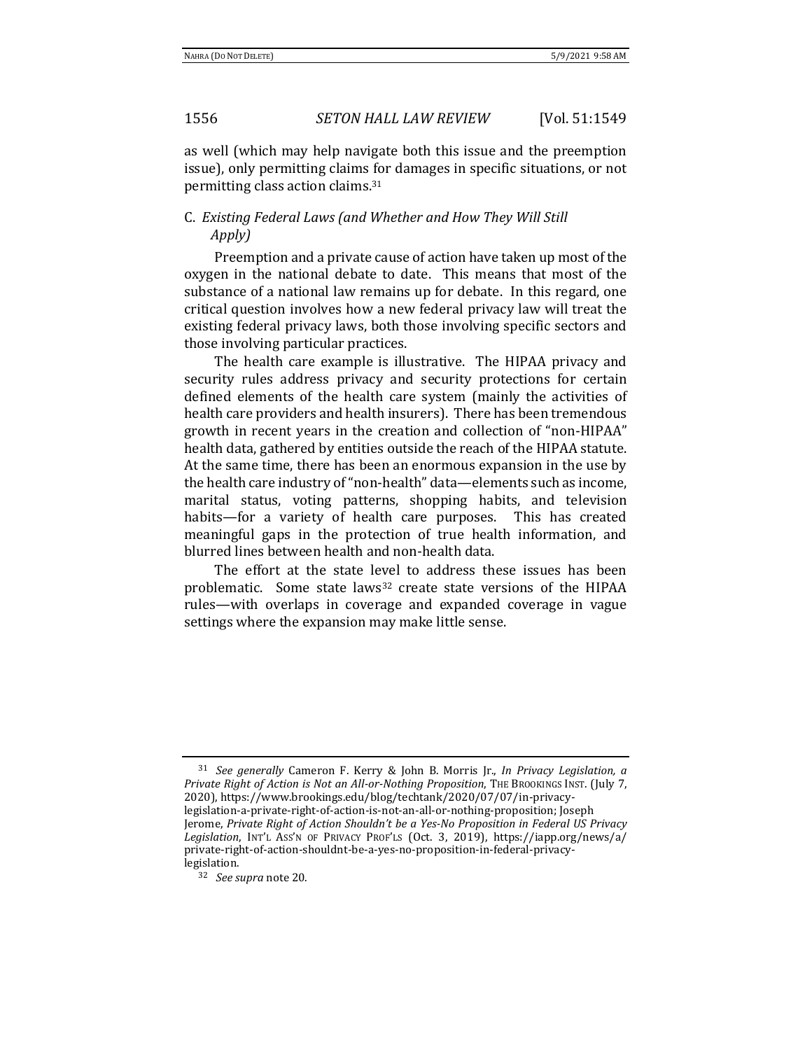as well (which may help navigate both this issue and the preemption issue), only permitting claims for damages in specific situations, or not permitting class action claims.[31]

### C. *Existing Federal Laws (and Whether and How They Will Still Apply)*

Preemption and a private cause of action have taken up most of the oxygen in the national debate to date. This means that most of the substance of a national law remains up for debate. In this regard, one critical question involves how a new federal privacy law will treat the existing federal privacy laws, both those involving specific sectors and those involving particular practices.

The health care example is illustrative. The HIPAA privacy and security rules address privacy and security protections for certain defined elements of the health care system (mainly the activities of health care providers and health insurers). There has been tremendous growth in recent years in the creation and collection of "non-HIPAA" health data, gathered by entities outside the reach of the HIPAA statute. At the same time, there has been an enormous expansion in the use by the health care industry of "non-health" data—elements such as income, marital status, voting patterns, shopping habits, and television habits—for a variety of health care purposes. This has created meaningful gaps in the protection of true health information, and blurred lines between health and non-health data.

The effort at the state level to address these issues has been problematic. Some state laws[32] create state versions of the HIPAA rules—with overlaps in coverage and expanded coverage in vague settings where the expansion may make little sense.

---

[31] *See generally* Cameron F. Kerry & John B. Morris Jr., *In Privacy Legislation, a Private Right of Action is Not an All-or-Nothing Proposition*, THE BROOKINGS INST. (July 7, 2020), https://www.brookings.edu/blog/techtank/2020/07/07/in-privacy-legislation-a-private-right-of-action-is-not-an-all-or-nothing-proposition; Joseph Jerome, *Private Right of Action Shouldn't be a Yes-No Proposition in Federal US Privacy Legislation*, INT'L ASS'N OF PRIVACY PROF'LS (Oct. 3, 2019), https://iapp.org/news/a/private-right-of-action-shouldnt-be-a-yes-no-proposition-in-federal-privacy-legislation.

[32] *See supra* note 20.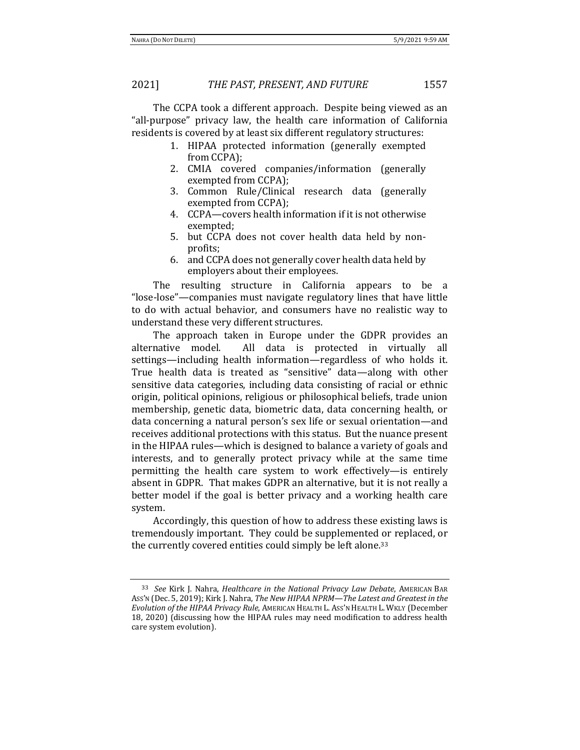The CCPA took a different approach. Despite being viewed as an "all-purpose" privacy law, the health care information of California residents is covered by at least six different regulatory structures:

1. HIPAA protected information (generally exempted from CCPA);
2. CMIA covered companies/information (generally exempted from CCPA);
3. Common Rule/Clinical research data (generally exempted from CCPA);
4. CCPA—covers health information if it is not otherwise exempted;
5. but CCPA does not cover health data held by non-profits;
6. and CCPA does not generally cover health data held by employers about their employees.

The resulting structure in California appears to be a "lose-lose"—companies must navigate regulatory lines that have little to do with actual behavior, and consumers have no realistic way to understand these very different structures.

The approach taken in Europe under the GDPR provides an alternative model. All data is protected in virtually all settings—including health information—regardless of who holds it. True health data is treated as "sensitive" data—along with other sensitive data categories, including data consisting of racial or ethnic origin, political opinions, religious or philosophical beliefs, trade union membership, genetic data, biometric data, data concerning health, or data concerning a natural person's sex life or sexual orientation—and receives additional protections with this status. But the nuance present in the HIPAA rules—which is designed to balance a variety of goals and interests, and to generally protect privacy while at the same time permitting the health care system to work effectively—is entirely absent in GDPR. That makes GDPR an alternative, but it is not really a better model if the goal is better privacy and a working health care system.

Accordingly, this question of how to address these existing laws is tremendously important. They could be supplemented or replaced, or the currently covered entities could simply be left alone.[33]

---

[33] *See* Kirk J. Nahra, *Healthcare in the National Privacy Law Debate*, AMERICAN BAR ASS'N (Dec. 5, 2019); Kirk J. Nahra, *The New HIPAA NPRM—The Latest and Greatest in the Evolution of the HIPAA Privacy Rule*, AMERICAN HEALTH L. ASS'N HEALTH L. WKLY (December 18, 2020) (discussing how the HIPAA rules may need modification to address health care system evolution).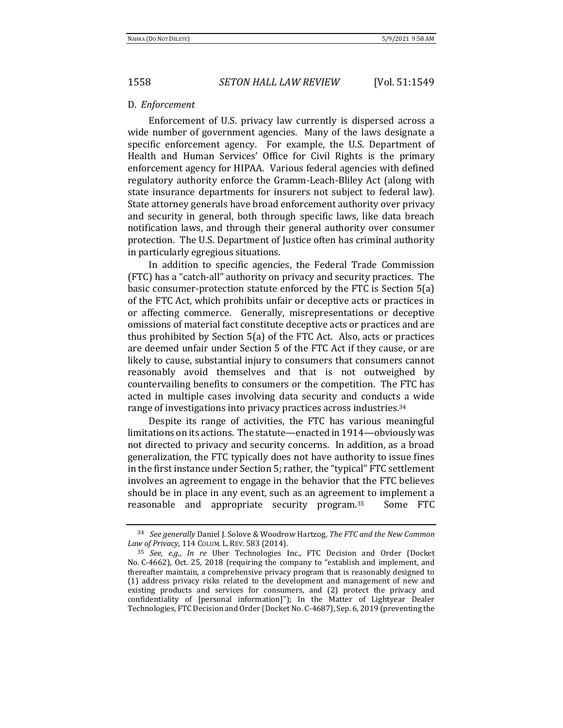### D. *Enforcement*

Enforcement of U.S. privacy law currently is dispersed across a wide number of government agencies. Many of the laws designate a specific enforcement agency. For example, the U.S. Department of Health and Human Services' Office for Civil Rights is the primary enforcement agency for HIPAA. Various federal agencies with defined regulatory authority enforce the Gramm-Leach-Bliley Act (along with state insurance departments for insurers not subject to federal law). State attorney generals have broad enforcement authority over privacy and security in general, both through specific laws, like data breach notification laws, and through their general authority over consumer protection. The U.S. Department of Justice often has criminal authority in particularly egregious situations.

In addition to specific agencies, the Federal Trade Commission (FTC) has a "catch-all" authority on privacy and security practices. The basic consumer-protection statute enforced by the FTC is Section 5(a) of the FTC Act, which prohibits unfair or deceptive acts or practices in or affecting commerce. Generally, misrepresentations or deceptive omissions of material fact constitute deceptive acts or practices and are thus prohibited by Section 5(a) of the FTC Act. Also, acts or practices are deemed unfair under Section 5 of the FTC Act if they cause, or are likely to cause, substantial injury to consumers that consumers cannot reasonably avoid themselves and that is not outweighed by countervailing benefits to consumers or the competition. The FTC has acted in multiple cases involving data security and conducts a wide range of investigations into privacy practices across industries.[34]

Despite its range of activities, the FTC has various meaningful limitations on its actions. The statute—enacted in 1914—obviously was not directed to privacy and security concerns. In addition, as a broad generalization, the FTC typically does not have authority to issue fines in the first instance under Section 5; rather, the "typical" FTC settlement involves an agreement to engage in the behavior that the FTC believes should be in place in any event, such as an agreement to implement a reasonable and appropriate security program.[35] Some FTC

---

[34] *See generally* Daniel J. Solove & Woodrow Hartzog, *The FTC and the New Common Law of Privacy*, 114 COLUM. L. REV. 583 (2014).

[35] *See, e.g.*, *In re* Uber Technologies Inc., FTC Decision and Order (Docket No. C-4662), Oct. 25, 2018 (requiring the company to "establish and implement, and thereafter maintain, a comprehensive privacy program that is reasonably designed to (1) address privacy risks related to the development and management of new and existing products and services for consumers, and (2) protect the privacy and confidentiality of [personal information]"); In the Matter of Lightyear Dealer Technologies, FTC Decision and Order (Docket No. C-4687), Sep. 6, 2019 (preventing the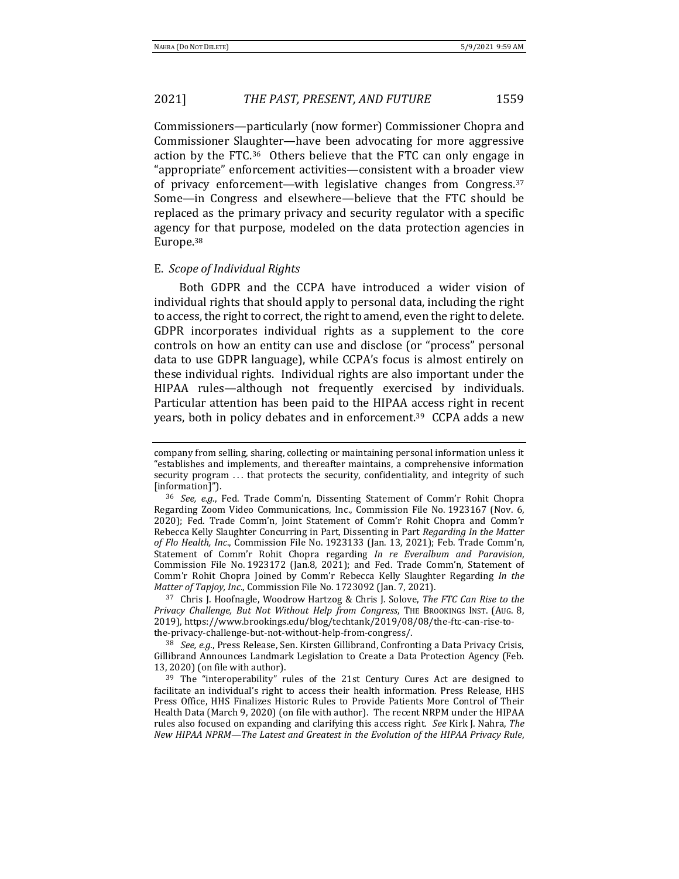Commissioners—particularly (now former) Commissioner Chopra and Commissioner Slaughter—have been advocating for more aggressive action by the FTC.[36] Others believe that the FTC can only engage in "appropriate" enforcement activities—consistent with a broader view of privacy enforcement—with legislative changes from Congress.[37] Some—in Congress and elsewhere—believe that the FTC should be replaced as the primary privacy and security regulator with a specific agency for that purpose, modeled on the data protection agencies in Europe.[38]

### E. *Scope of Individual Rights*

Both GDPR and the CCPA have introduced a wider vision of individual rights that should apply to personal data, including the right to access, the right to correct, the right to amend, even the right to delete. GDPR incorporates individual rights as a supplement to the core controls on how an entity can use and disclose (or "process" personal data to use GDPR language), while CCPA's focus is almost entirely on these individual rights. Individual rights are also important under the HIPAA rules—although not frequently exercised by individuals. Particular attention has been paid to the HIPAA access right in recent years, both in policy debates and in enforcement.[39] CCPA adds a new

---

company from selling, sharing, collecting or maintaining personal information unless it "establishes and implements, and thereafter maintains, a comprehensive information security program . . . that protects the security, confidentiality, and integrity of such [information]").

[36] *See, e.g.*, Fed. Trade Comm'n, Dissenting Statement of Comm'r Rohit Chopra Regarding Zoom Video Communications, Inc., Commission File No. 1923167 (Nov. 6, 2020); Fed. Trade Comm'n, Joint Statement of Comm'r Rohit Chopra and Comm'r Rebecca Kelly Slaughter Concurring in Part, Dissenting in Part *Regarding In the Matter of Flo Health, Inc*., Commission File No. 1923133 (Jan. 13, 2021); Feb. Trade Comm'n, Statement of Comm'r Rohit Chopra regarding *In re Everalbum and Paravision*, Commission File No. 1923172 (Jan.8, 2021); and Fed. Trade Comm'n, Statement of Comm'r Rohit Chopra Joined by Comm'r Rebecca Kelly Slaughter Regarding *In the Matter of Tapjoy, Inc*., Commission File No. 1723092 (Jan. 7, 2021).

[37] Chris J. Hoofnagle, Woodrow Hartzog & Chris J. Solove, *The FTC Can Rise to the Privacy Challenge, But Not Without Help from Congress*, THE BROOKINGS INST. (AUG. 8, 2019), https://www.brookings.edu/blog/techtank/2019/08/08/the-ftc-can-rise-to-the-privacy-challenge-but-not-without-help-from-congress/.

[38] *See, e.g.*, Press Release, Sen. Kirsten Gillibrand, Confronting a Data Privacy Crisis, Gillibrand Announces Landmark Legislation to Create a Data Protection Agency (Feb. 13, 2020) (on file with author).

[39] The "interoperability" rules of the 21st Century Cures Act are designed to facilitate an individual's right to access their health information. Press Release, HHS Press Office, HHS Finalizes Historic Rules to Provide Patients More Control of Their Health Data (March 9, 2020) (on file with author). The recent NRPM under the HIPAA rules also focused on expanding and clarifying this access right. *See* Kirk J. Nahra, *The New HIPAA NPRM—The Latest and Greatest in the Evolution of the HIPAA Privacy Rule*,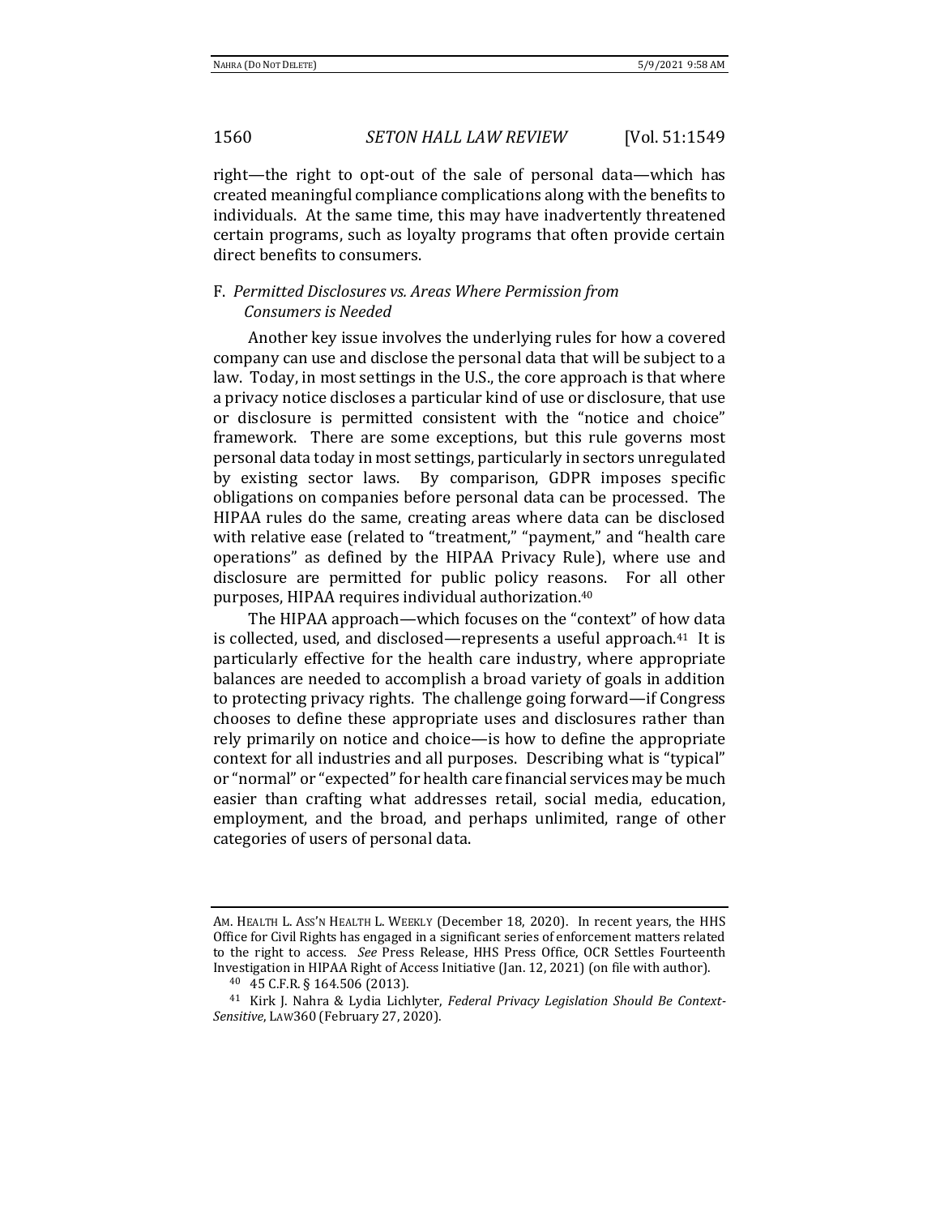right—the right to opt-out of the sale of personal data—which has created meaningful compliance complications along with the benefits to individuals. At the same time, this may have inadvertently threatened certain programs, such as loyalty programs that often provide certain direct benefits to consumers.

### F. *Permitted Disclosures vs. Areas Where Permission from Consumers is Needed*

Another key issue involves the underlying rules for how a covered company can use and disclose the personal data that will be subject to a law. Today, in most settings in the U.S., the core approach is that where a privacy notice discloses a particular kind of use or disclosure, that use or disclosure is permitted consistent with the "notice and choice" framework. There are some exceptions, but this rule governs most personal data today in most settings, particularly in sectors unregulated by existing sector laws. By comparison, GDPR imposes specific obligations on companies before personal data can be processed. The HIPAA rules do the same, creating areas where data can be disclosed with relative ease (related to "treatment," "payment," and "health care operations" as defined by the HIPAA Privacy Rule), where use and disclosure are permitted for public policy reasons. For all other purposes, HIPAA requires individual authorization.[40]

The HIPAA approach—which focuses on the "context" of how data is collected, used, and disclosed—represents a useful approach.[41] It is particularly effective for the health care industry, where appropriate balances are needed to accomplish a broad variety of goals in addition to protecting privacy rights. The challenge going forward—if Congress chooses to define these appropriate uses and disclosures rather than rely primarily on notice and choice—is how to define the appropriate context for all industries and all purposes. Describing what is "typical" or "normal" or "expected" for health care financial services may be much easier than crafting what addresses retail, social media, education, employment, and the broad, and perhaps unlimited, range of other categories of users of personal data.

---

AM. HEALTH L. ASS'N HEALTH L. WEEKLY (December 18, 2020). In recent years, the HHS Office for Civil Rights has engaged in a significant series of enforcement matters related to the right to access. *See* Press Release, HHS Press Office, OCR Settles Fourteenth Investigation in HIPAA Right of Access Initiative (Jan. 12, 2021) (on file with author).

[40] 45 C.F.R. § 164.506 (2013).

[41] Kirk J. Nahra & Lydia Lichlyter, *Federal Privacy Legislation Should Be Context-Sensitive*, LAW360 (February 27, 2020).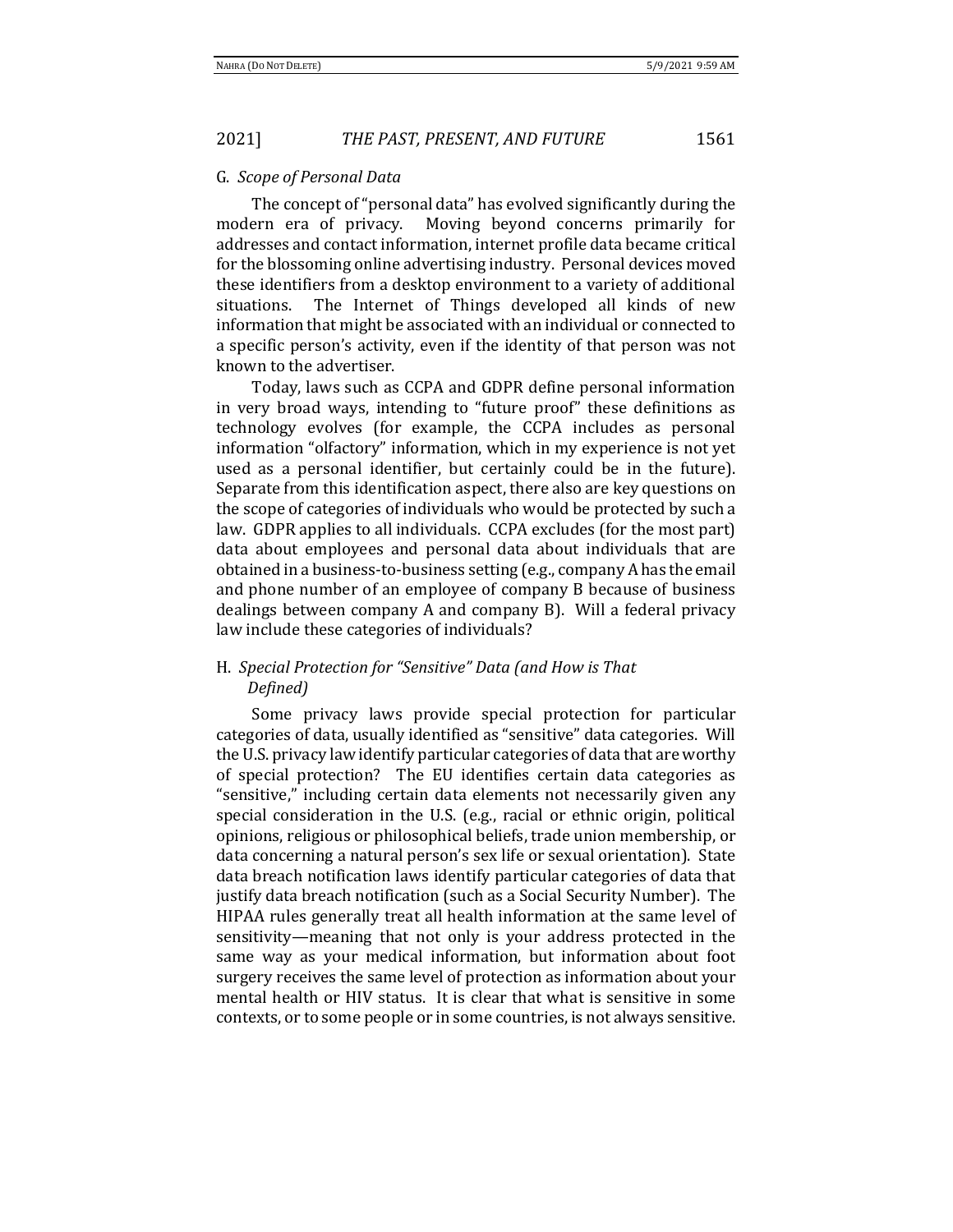### G. *Scope of Personal Data*

The concept of "personal data" has evolved significantly during the modern era of privacy. Moving beyond concerns primarily for addresses and contact information, internet profile data became critical for the blossoming online advertising industry. Personal devices moved these identifiers from a desktop environment to a variety of additional situations. The Internet of Things developed all kinds of new information that might be associated with an individual or connected to a specific person's activity, even if the identity of that person was not known to the advertiser.

Today, laws such as CCPA and GDPR define personal information in very broad ways, intending to "future proof" these definitions as technology evolves (for example, the CCPA includes as personal information "olfactory" information, which in my experience is not yet used as a personal identifier, but certainly could be in the future). Separate from this identification aspect, there also are key questions on the scope of categories of individuals who would be protected by such a law. GDPR applies to all individuals. CCPA excludes (for the most part) data about employees and personal data about individuals that are obtained in a business-to-business setting (e.g., company A has the email and phone number of an employee of company B because of business dealings between company A and company B). Will a federal privacy law include these categories of individuals?

### H. *Special Protection for "Sensitive" Data (and How is That Defined)*

Some privacy laws provide special protection for particular categories of data, usually identified as "sensitive" data categories. Will the U.S. privacy law identify particular categories of data that are worthy of special protection? The EU identifies certain data categories as "sensitive," including certain data elements not necessarily given any special consideration in the U.S. (e.g., racial or ethnic origin, political opinions, religious or philosophical beliefs, trade union membership, or data concerning a natural person's sex life or sexual orientation). State data breach notification laws identify particular categories of data that justify data breach notification (such as a Social Security Number). The HIPAA rules generally treat all health information at the same level of sensitivity—meaning that not only is your address protected in the same way as your medical information, but information about foot surgery receives the same level of protection as information about your mental health or HIV status. It is clear that what is sensitive in some contexts, or to some people or in some countries, is not always sensitive.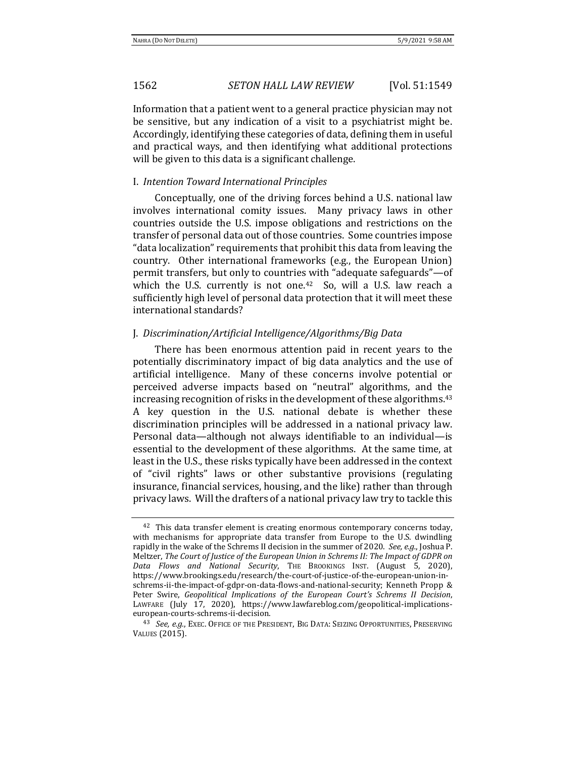Information that a patient went to a general practice physician may not be sensitive, but any indication of a visit to a psychiatrist might be. Accordingly, identifying these categories of data, defining them in useful and practical ways, and then identifying what additional protections will be given to this data is a significant challenge.

### I. *Intention Toward International Principles*

Conceptually, one of the driving forces behind a U.S. national law involves international comity issues. Many privacy laws in other countries outside the U.S. impose obligations and restrictions on the transfer of personal data out of those countries. Some countries impose "data localization" requirements that prohibit this data from leaving the country. Other international frameworks (e.g., the European Union) permit transfers, but only to countries with "adequate safeguards"—of which the U.S. currently is not one.[42] So, will a U.S. law reach a sufficiently high level of personal data protection that it will meet these international standards?

### J. *Discrimination/Artificial Intelligence/Algorithms/Big Data*

There has been enormous attention paid in recent years to the potentially discriminatory impact of big data analytics and the use of artificial intelligence. Many of these concerns involve potential or perceived adverse impacts based on "neutral" algorithms, and the increasing recognition of risks in the development of these algorithms.[43] A key question in the U.S. national debate is whether these discrimination principles will be addressed in a national privacy law. Personal data—although not always identifiable to an individual—is essential to the development of these algorithms. At the same time, at least in the U.S., these risks typically have been addressed in the context of "civil rights" laws or other substantive provisions (regulating insurance, financial services, housing, and the like) rather than through privacy laws. Will the drafters of a national privacy law try to tackle this

---

[42] This data transfer element is creating enormous contemporary concerns today, with mechanisms for appropriate data transfer from Europe to the U.S. dwindling rapidly in the wake of the Schrems II decision in the summer of 2020. *See, e.g.*, Joshua P. Meltzer, *The Court of Justice of the European Union in Schrems II: The Impact of GDPR on Data Flows and National Security*, THE BROOKINGS INST. (August 5, 2020), https://www.brookings.edu/research/the-court-of-justice-of-the-european-union-in-schrems-ii-the-impact-of-gdpr-on-data-flows-and-national-security; Kenneth Propp & Peter Swire, *Geopolitical Implications of the European Court's Schrems II Decision*, LAWFARE (July 17, 2020), https://www.lawfareblog.com/geopolitical-implications-european-courts-schrems-ii-decision.

[43] *See, e.g.*, EXEC. OFFICE OF THE PRESIDENT, BIG DATA: SEIZING OPPORTUNITIES, PRESERVING VALUES (2015).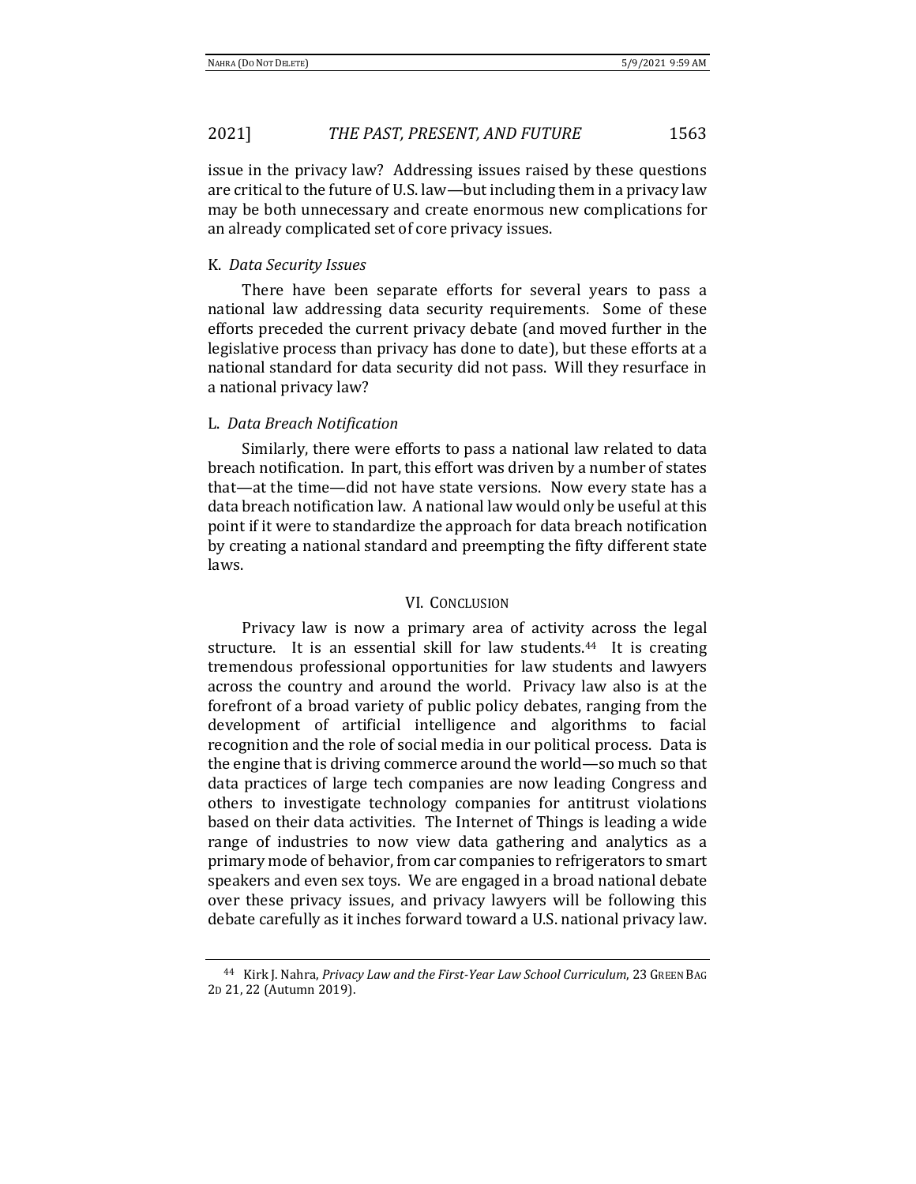issue in the privacy law? Addressing issues raised by these questions are critical to the future of U.S. law—but including them in a privacy law may be both unnecessary and create enormous new complications for an already complicated set of core privacy issues.

### K. *Data Security Issues*

There have been separate efforts for several years to pass a national law addressing data security requirements. Some of these efforts preceded the current privacy debate (and moved further in the legislative process than privacy has done to date), but these efforts at a national standard for data security did not pass. Will they resurface in a national privacy law?

### L. *Data Breach Notification*

Similarly, there were efforts to pass a national law related to data breach notification. In part, this effort was driven by a number of states that—at the time—did not have state versions. Now every state has a data breach notification law. A national law would only be useful at this point if it were to standardize the approach for data breach notification by creating a national standard and preempting the fifty different state laws.

## VI. Conclusion

Privacy law is now a primary area of activity across the legal structure. It is an essential skill for law students.[44] It is creating tremendous professional opportunities for law students and lawyers across the country and around the world. Privacy law also is at the forefront of a broad variety of public policy debates, ranging from the development of artificial intelligence and algorithms to facial recognition and the role of social media in our political process. Data is the engine that is driving commerce around the world—so much so that data practices of large tech companies are now leading Congress and others to investigate technology companies for antitrust violations based on their data activities. The Internet of Things is leading a wide range of industries to now view data gathering and analytics as a primary mode of behavior, from car companies to refrigerators to smart speakers and even sex toys. We are engaged in a broad national debate over these privacy issues, and privacy lawyers will be following this debate carefully as it inches forward toward a U.S. national privacy law.

---

[44] Kirk J. Nahra, *Privacy Law and the First-Year Law School Curriculum*, 23 Green Bag 2d 21, 22 (Autumn 2019).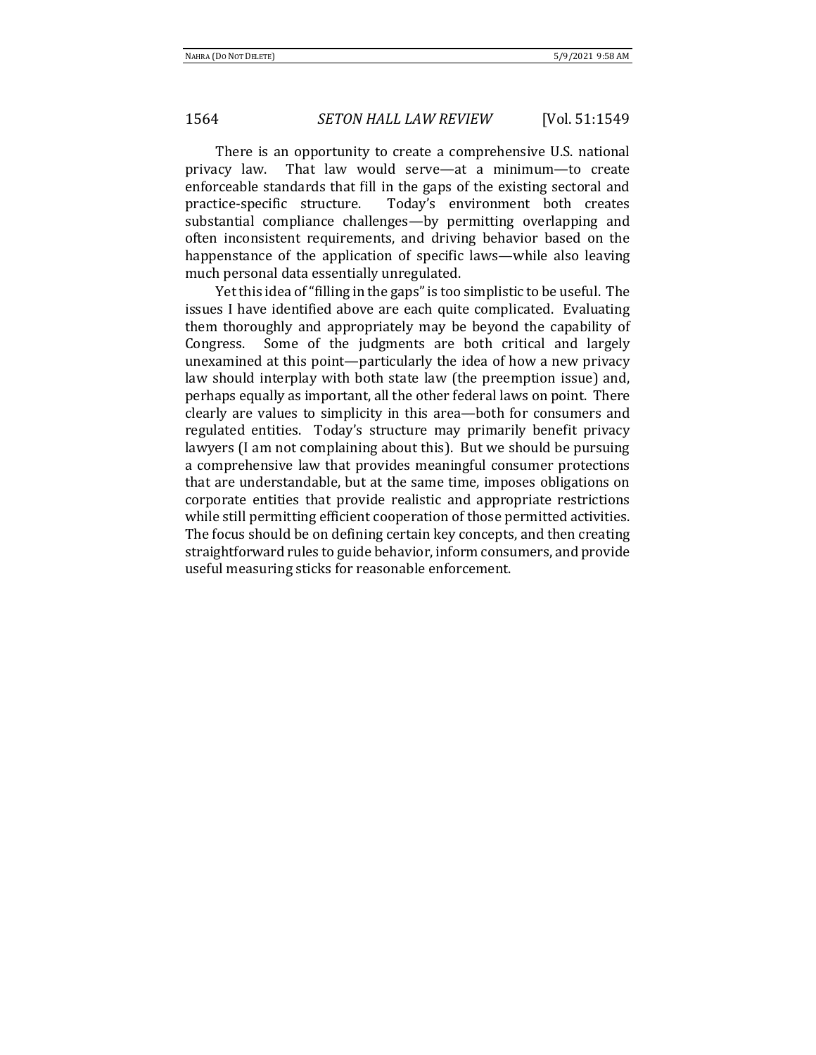There is an opportunity to create a comprehensive U.S. national privacy law. That law would serve—at a minimum—to create enforceable standards that fill in the gaps of the existing sectoral and practice-specific structure. Today's environment both creates substantial compliance challenges—by permitting overlapping and often inconsistent requirements, and driving behavior based on the happenstance of the application of specific laws—while also leaving much personal data essentially unregulated.

Yet this idea of "filling in the gaps" is too simplistic to be useful. The issues I have identified above are each quite complicated. Evaluating them thoroughly and appropriately may be beyond the capability of Congress. Some of the judgments are both critical and largely unexamined at this point—particularly the idea of how a new privacy law should interplay with both state law (the preemption issue) and, perhaps equally as important, all the other federal laws on point. There clearly are values to simplicity in this area—both for consumers and regulated entities. Today's structure may primarily benefit privacy lawyers (I am not complaining about this). But we should be pursuing a comprehensive law that provides meaningful consumer protections that are understandable, but at the same time, imposes obligations on corporate entities that provide realistic and appropriate restrictions while still permitting efficient cooperation of those permitted activities. The focus should be on defining certain key concepts, and then creating straightforward rules to guide behavior, inform consumers, and provide useful measuring sticks for reasonable enforcement.